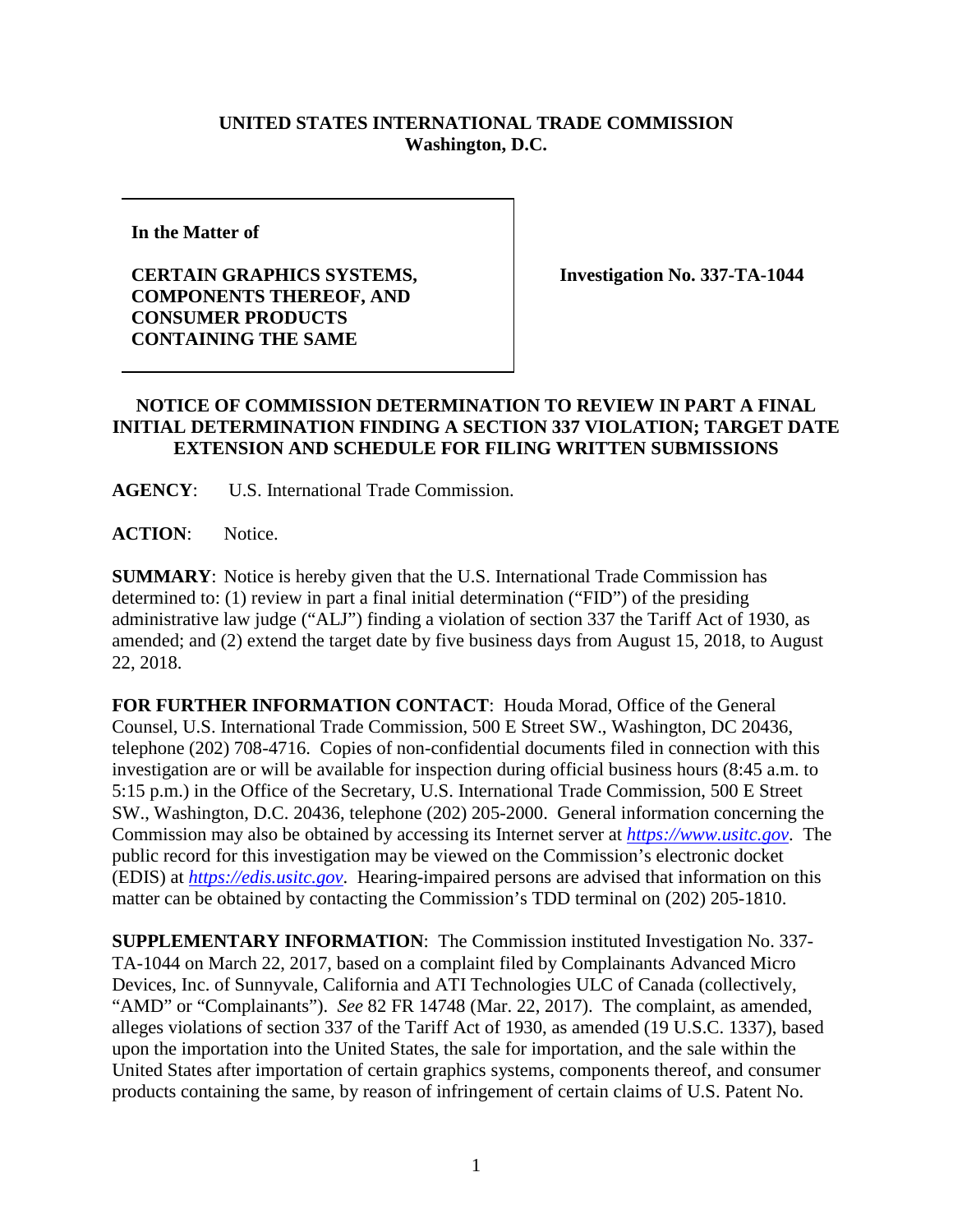**UNITED STATES INTERNATIONAL TRADE COMMISSION**
**Washington, D.C.**

| | |
|---|---|
| **In the Matter of**<br><br>**CERTAIN GRAPHICS SYSTEMS, COMPONENTS THEREOF, AND CONSUMER PRODUCTS CONTAINING THE SAME** | **Investigation No. 337-TA-1044** |

**NOTICE OF COMMISSION DETERMINATION TO REVIEW IN PART A FINAL INITIAL DETERMINATION FINDING A SECTION 337 VIOLATION; TARGET DATE EXTENSION AND SCHEDULE FOR FILING WRITTEN SUBMISSIONS**

**AGENCY**: U.S. International Trade Commission.

**ACTION**: Notice.

**SUMMARY**: Notice is hereby given that the U.S. International Trade Commission has determined to: (1) review in part a final initial determination ("FID") of the presiding administrative law judge ("ALJ") finding a violation of section 337 the Tariff Act of 1930, as amended; and (2) extend the target date by five business days from August 15, 2018, to August 22, 2018.

**FOR FURTHER INFORMATION CONTACT**: Houda Morad, Office of the General Counsel, U.S. International Trade Commission, 500 E Street SW., Washington, DC 20436, telephone (202) 708-4716. Copies of non-confidential documents filed in connection with this investigation are or will be available for inspection during official business hours (8:45 a.m. to 5:15 p.m.) in the Office of the Secretary, U.S. International Trade Commission, 500 E Street SW., Washington, D.C. 20436, telephone (202) 205-2000. General information concerning the Commission may also be obtained by accessing its Internet server at *https://www.usitc.gov*. The public record for this investigation may be viewed on the Commission's electronic docket (EDIS) at *https://edis.usitc.gov*. Hearing-impaired persons are advised that information on this matter can be obtained by contacting the Commission's TDD terminal on (202) 205-1810.

**SUPPLEMENTARY INFORMATION**: The Commission instituted Investigation No. 337-TA-1044 on March 22, 2017, based on a complaint filed by Complainants Advanced Micro Devices, Inc. of Sunnyvale, California and ATI Technologies ULC of Canada (collectively, "AMD" or "Complainants"). *See* 82 FR 14748 (Mar. 22, 2017). The complaint, as amended, alleges violations of section 337 of the Tariff Act of 1930, as amended (19 U.S.C. 1337), based upon the importation into the United States, the sale for importation, and the sale within the United States after importation of certain graphics systems, components thereof, and consumer products containing the same, by reason of infringement of certain claims of U.S. Patent No.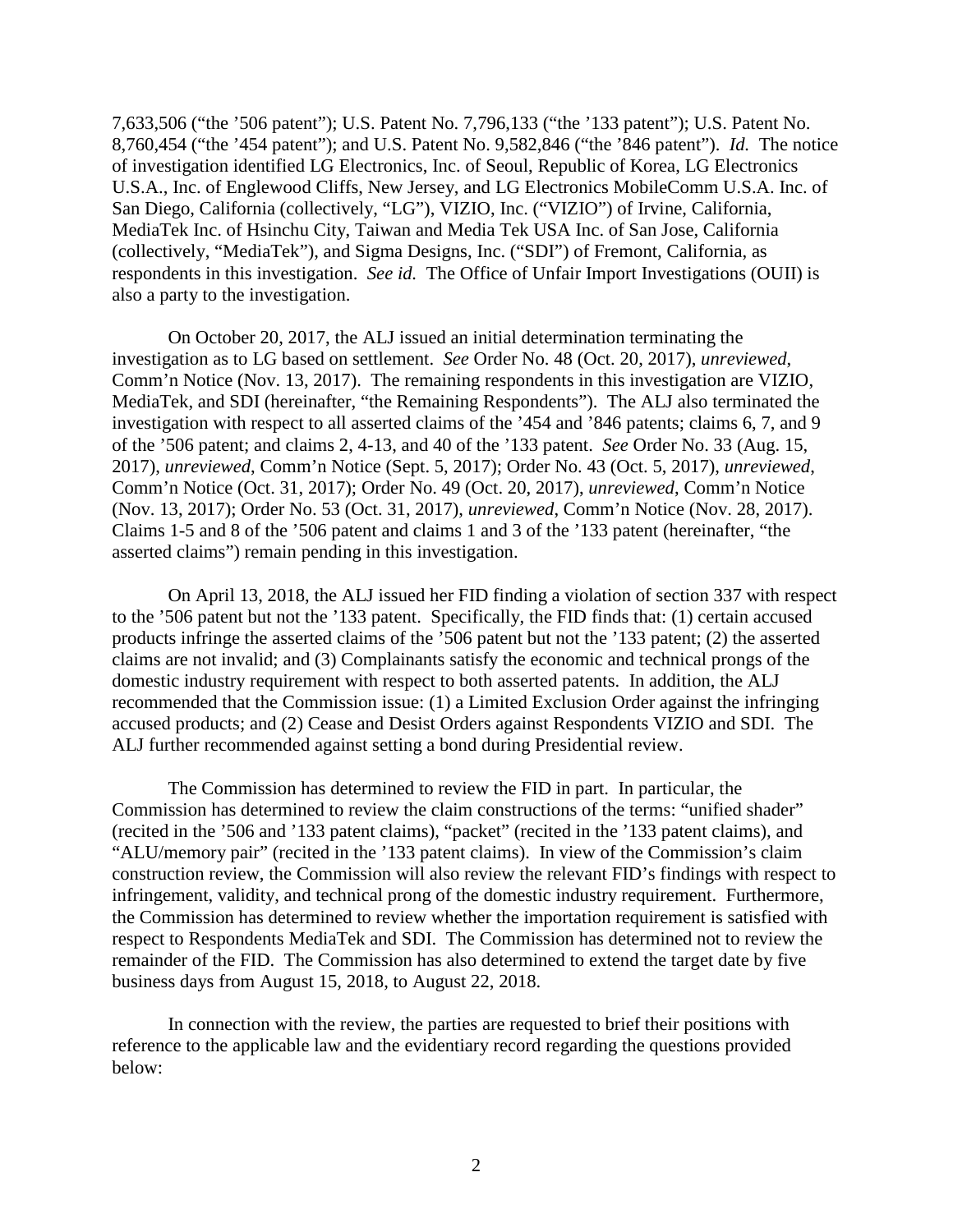7,633,506 ("the '506 patent"); U.S. Patent No. 7,796,133 ("the '133 patent"); U.S. Patent No. 8,760,454 ("the '454 patent"); and U.S. Patent No. 9,582,846 ("the '846 patent"). *Id.* The notice of investigation identified LG Electronics, Inc. of Seoul, Republic of Korea, LG Electronics U.S.A., Inc. of Englewood Cliffs, New Jersey, and LG Electronics MobileComm U.S.A. Inc. of San Diego, California (collectively, "LG"), VIZIO, Inc. ("VIZIO") of Irvine, California, MediaTek Inc. of Hsinchu City, Taiwan and Media Tek USA Inc. of San Jose, California (collectively, "MediaTek"), and Sigma Designs, Inc. ("SDI") of Fremont, California, as respondents in this investigation. *See id.* The Office of Unfair Import Investigations (OUII) is also a party to the investigation.

On October 20, 2017, the ALJ issued an initial determination terminating the investigation as to LG based on settlement. *See* Order No. 48 (Oct. 20, 2017), *unreviewed*, Comm'n Notice (Nov. 13, 2017). The remaining respondents in this investigation are VIZIO, MediaTek, and SDI (hereinafter, "the Remaining Respondents"). The ALJ also terminated the investigation with respect to all asserted claims of the '454 and '846 patents; claims 6, 7, and 9 of the '506 patent; and claims 2, 4-13, and 40 of the '133 patent. *See* Order No. 33 (Aug. 15, 2017), *unreviewed*, Comm'n Notice (Sept. 5, 2017); Order No. 43 (Oct. 5, 2017), *unreviewed*, Comm'n Notice (Oct. 31, 2017); Order No. 49 (Oct. 20, 2017), *unreviewed*, Comm'n Notice (Nov. 13, 2017); Order No. 53 (Oct. 31, 2017), *unreviewed*, Comm'n Notice (Nov. 28, 2017). Claims 1-5 and 8 of the '506 patent and claims 1 and 3 of the '133 patent (hereinafter, "the asserted claims") remain pending in this investigation.

On April 13, 2018, the ALJ issued her FID finding a violation of section 337 with respect to the '506 patent but not the '133 patent. Specifically, the FID finds that: (1) certain accused products infringe the asserted claims of the '506 patent but not the '133 patent; (2) the asserted claims are not invalid; and (3) Complainants satisfy the economic and technical prongs of the domestic industry requirement with respect to both asserted patents. In addition, the ALJ recommended that the Commission issue: (1) a Limited Exclusion Order against the infringing accused products; and (2) Cease and Desist Orders against Respondents VIZIO and SDI. The ALJ further recommended against setting a bond during Presidential review.

The Commission has determined to review the FID in part. In particular, the Commission has determined to review the claim constructions of the terms: "unified shader" (recited in the '506 and '133 patent claims), "packet" (recited in the '133 patent claims), and "ALU/memory pair" (recited in the '133 patent claims). In view of the Commission's claim construction review, the Commission will also review the relevant FID's findings with respect to infringement, validity, and technical prong of the domestic industry requirement. Furthermore, the Commission has determined to review whether the importation requirement is satisfied with respect to Respondents MediaTek and SDI. The Commission has determined not to review the remainder of the FID. The Commission has also determined to extend the target date by five business days from August 15, 2018, to August 22, 2018.

In connection with the review, the parties are requested to brief their positions with reference to the applicable law and the evidentiary record regarding the questions provided below: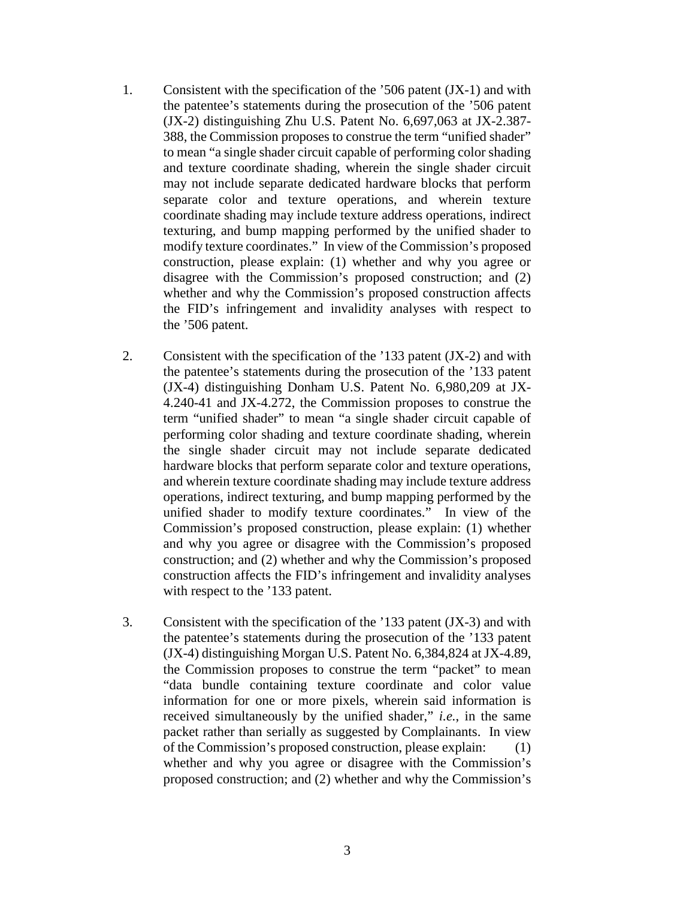1. Consistent with the specification of the '506 patent (JX-1) and with the patentee's statements during the prosecution of the '506 patent (JX-2) distinguishing Zhu U.S. Patent No. 6,697,063 at JX-2.387-388, the Commission proposes to construe the term "unified shader" to mean "a single shader circuit capable of performing color shading and texture coordinate shading, wherein the single shader circuit may not include separate dedicated hardware blocks that perform separate color and texture operations, and wherein texture coordinate shading may include texture address operations, indirect texturing, and bump mapping performed by the unified shader to modify texture coordinates." In view of the Commission's proposed construction, please explain: (1) whether and why you agree or disagree with the Commission's proposed construction; and (2) whether and why the Commission's proposed construction affects the FID's infringement and invalidity analyses with respect to the '506 patent.

2. Consistent with the specification of the '133 patent (JX-2) and with the patentee's statements during the prosecution of the '133 patent (JX-4) distinguishing Donham U.S. Patent No. 6,980,209 at JX-4.240-41 and JX-4.272, the Commission proposes to construe the term "unified shader" to mean "a single shader circuit capable of performing color shading and texture coordinate shading, wherein the single shader circuit may not include separate dedicated hardware blocks that perform separate color and texture operations, and wherein texture coordinate shading may include texture address operations, indirect texturing, and bump mapping performed by the unified shader to modify texture coordinates." In view of the Commission's proposed construction, please explain: (1) whether and why you agree or disagree with the Commission's proposed construction; and (2) whether and why the Commission's proposed construction affects the FID's infringement and invalidity analyses with respect to the '133 patent.

3. Consistent with the specification of the '133 patent (JX-3) and with the patentee's statements during the prosecution of the '133 patent (JX-4) distinguishing Morgan U.S. Patent No. 6,384,824 at JX-4.89, the Commission proposes to construe the term "packet" to mean "data bundle containing texture coordinate and color value information for one or more pixels, wherein said information is received simultaneously by the unified shader," *i.e.*, in the same packet rather than serially as suggested by Complainants. In view of the Commission's proposed construction, please explain: (1) whether and why you agree or disagree with the Commission's proposed construction; and (2) whether and why the Commission's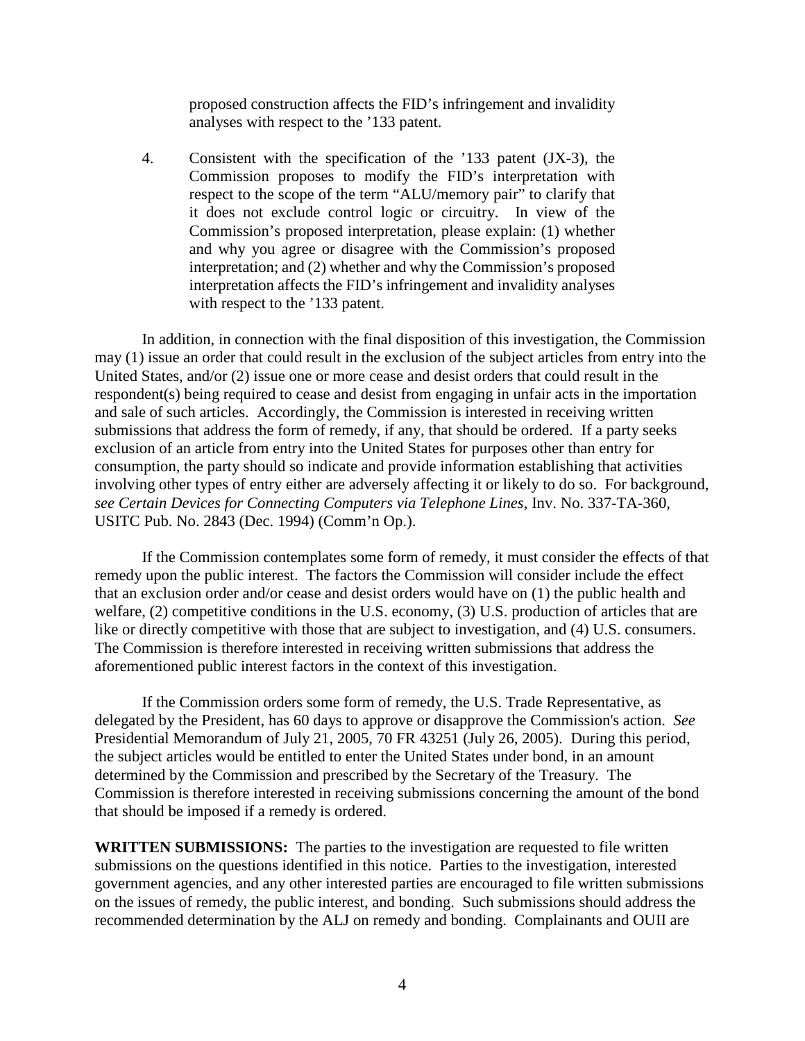proposed construction affects the FID's infringement and invalidity analyses with respect to the '133 patent.

4. Consistent with the specification of the '133 patent (JX-3), the Commission proposes to modify the FID's interpretation with respect to the scope of the term "ALU/memory pair" to clarify that it does not exclude control logic or circuitry. In view of the Commission's proposed interpretation, please explain: (1) whether and why you agree or disagree with the Commission's proposed interpretation; and (2) whether and why the Commission's proposed interpretation affects the FID's infringement and invalidity analyses with respect to the '133 patent.

In addition, in connection with the final disposition of this investigation, the Commission may (1) issue an order that could result in the exclusion of the subject articles from entry into the United States, and/or (2) issue one or more cease and desist orders that could result in the respondent(s) being required to cease and desist from engaging in unfair acts in the importation and sale of such articles. Accordingly, the Commission is interested in receiving written submissions that address the form of remedy, if any, that should be ordered. If a party seeks exclusion of an article from entry into the United States for purposes other than entry for consumption, the party should so indicate and provide information establishing that activities involving other types of entry either are adversely affecting it or likely to do so. For background, *see Certain Devices for Connecting Computers via Telephone Lines*, Inv. No. 337-TA-360, USITC Pub. No. 2843 (Dec. 1994) (Comm'n Op.).

If the Commission contemplates some form of remedy, it must consider the effects of that remedy upon the public interest. The factors the Commission will consider include the effect that an exclusion order and/or cease and desist orders would have on (1) the public health and welfare, (2) competitive conditions in the U.S. economy, (3) U.S. production of articles that are like or directly competitive with those that are subject to investigation, and (4) U.S. consumers. The Commission is therefore interested in receiving written submissions that address the aforementioned public interest factors in the context of this investigation.

If the Commission orders some form of remedy, the U.S. Trade Representative, as delegated by the President, has 60 days to approve or disapprove the Commission's action. *See* Presidential Memorandum of July 21, 2005, 70 FR 43251 (July 26, 2005). During this period, the subject articles would be entitled to enter the United States under bond, in an amount determined by the Commission and prescribed by the Secretary of the Treasury. The Commission is therefore interested in receiving submissions concerning the amount of the bond that should be imposed if a remedy is ordered.

**WRITTEN SUBMISSIONS:** The parties to the investigation are requested to file written submissions on the questions identified in this notice. Parties to the investigation, interested government agencies, and any other interested parties are encouraged to file written submissions on the issues of remedy, the public interest, and bonding. Such submissions should address the recommended determination by the ALJ on remedy and bonding. Complainants and OUII are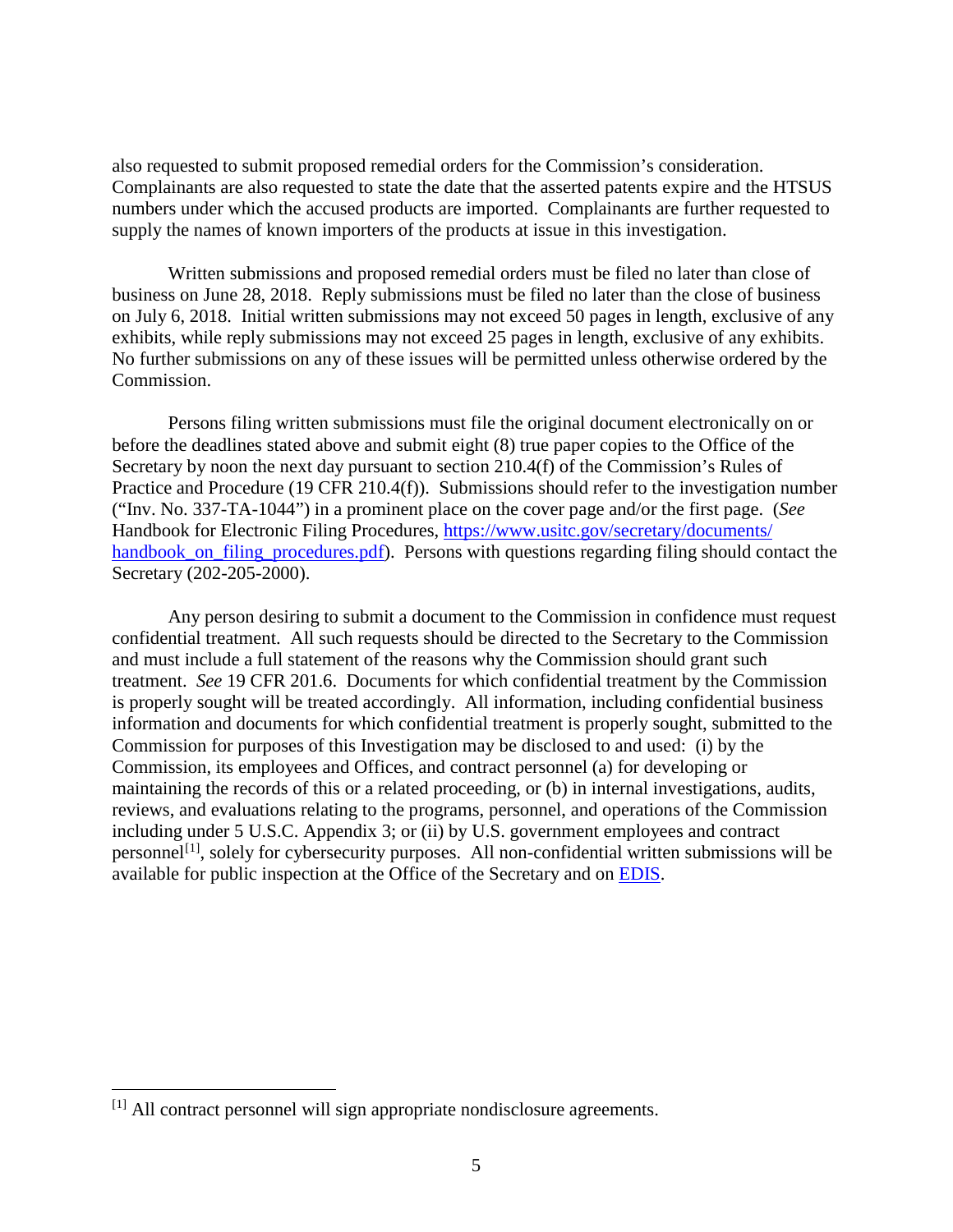also requested to submit proposed remedial orders for the Commission's consideration. Complainants are also requested to state the date that the asserted patents expire and the HTSUS numbers under which the accused products are imported. Complainants are further requested to supply the names of known importers of the products at issue in this investigation.

Written submissions and proposed remedial orders must be filed no later than close of business on June 28, 2018. Reply submissions must be filed no later than the close of business on July 6, 2018. Initial written submissions may not exceed 50 pages in length, exclusive of any exhibits, while reply submissions may not exceed 25 pages in length, exclusive of any exhibits. No further submissions on any of these issues will be permitted unless otherwise ordered by the Commission.

Persons filing written submissions must file the original document electronically on or before the deadlines stated above and submit eight (8) true paper copies to the Office of the Secretary by noon the next day pursuant to section 210.4(f) of the Commission's Rules of Practice and Procedure (19 CFR 210.4(f)). Submissions should refer to the investigation number ("Inv. No. 337-TA-1044") in a prominent place on the cover page and/or the first page. (*See* Handbook for Electronic Filing Procedures, [https://www.usitc.gov/secretary/documents/handbook_on_filing_procedures.pdf](https://www.usitc.gov/secretary/documents/handbook_on_filing_procedures.pdf)). Persons with questions regarding filing should contact the Secretary (202-205-2000).

Any person desiring to submit a document to the Commission in confidence must request confidential treatment. All such requests should be directed to the Secretary to the Commission and must include a full statement of the reasons why the Commission should grant such treatment. *See* 19 CFR 201.6. Documents for which confidential treatment by the Commission is properly sought will be treated accordingly. All information, including confidential business information and documents for which confidential treatment is properly sought, submitted to the Commission for purposes of this Investigation may be disclosed to and used: (i) by the Commission, its employees and Offices, and contract personnel (a) for developing or maintaining the records of this or a related proceeding, or (b) in internal investigations, audits, reviews, and evaluations relating to the programs, personnel, and operations of the Commission including under 5 U.S.C. Appendix 3; or (ii) by U.S. government employees and contract personnel[1], solely for cybersecurity purposes. All non-confidential written submissions will be available for public inspection at the Office of the Secretary and on EDIS.

---

[1] All contract personnel will sign appropriate nondisclosure agreements.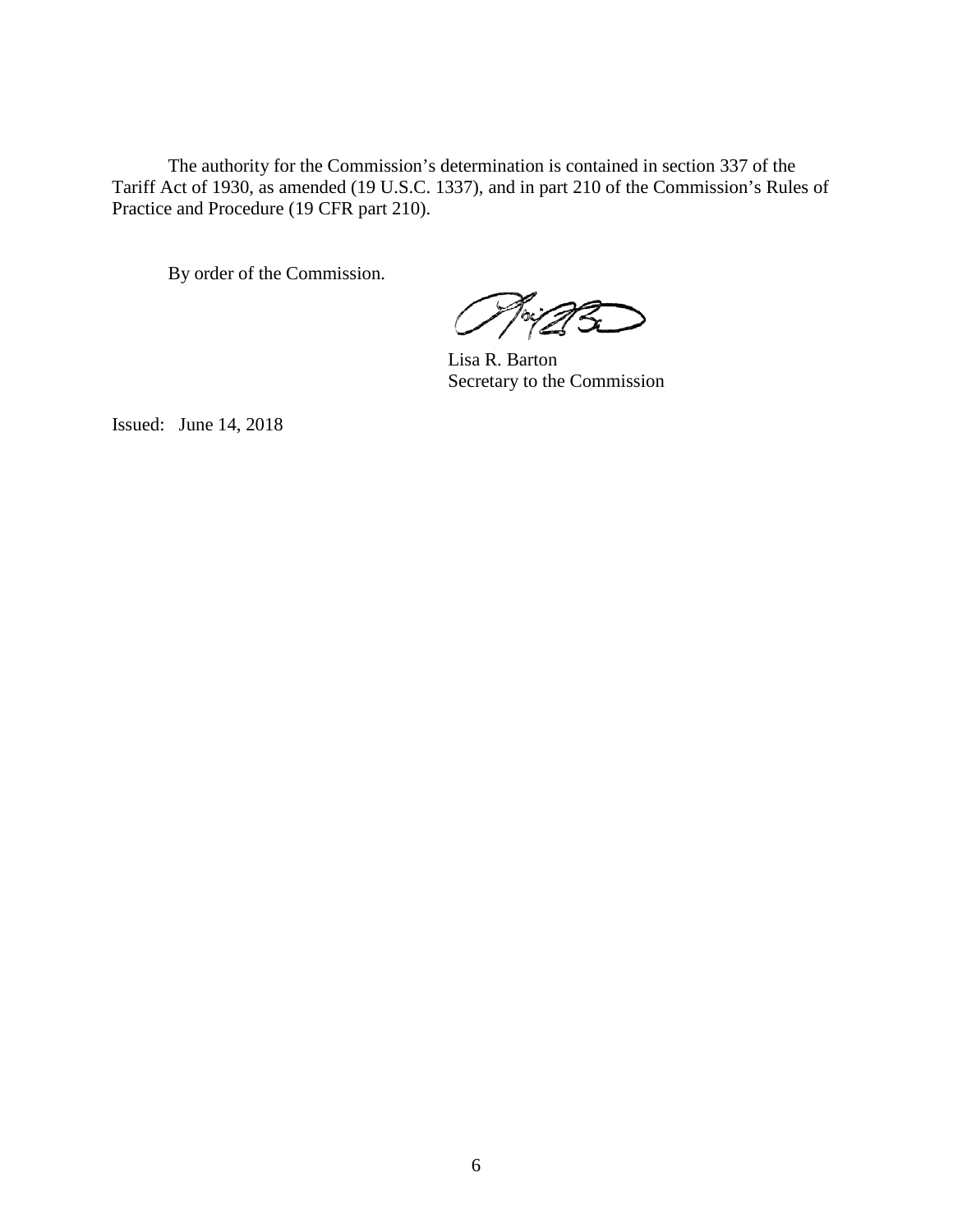The authority for the Commission's determination is contained in section 337 of the Tariff Act of 1930, as amended (19 U.S.C. 1337), and in part 210 of the Commission's Rules of Practice and Procedure (19 CFR part 210).

By order of the Commission.

Lisa R. Barton
Secretary to the Commission

Issued: June 14, 2018